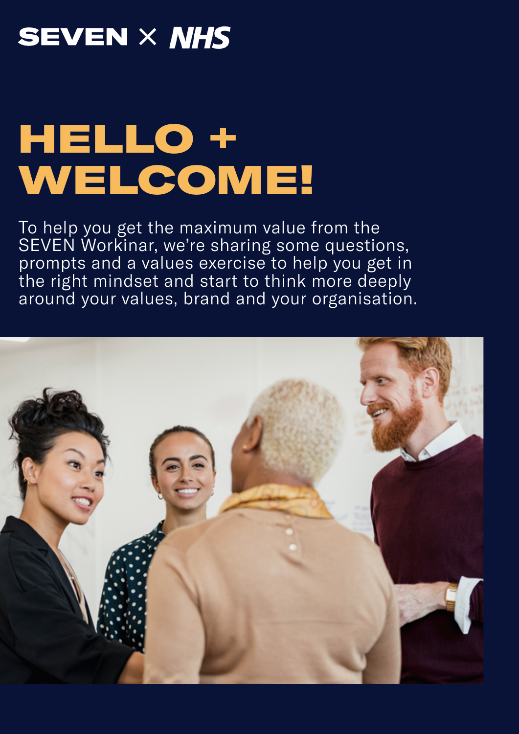SEVEN × NHS

# HELLO + WELCOME!

To help you get the maximum value from the SEVEN Workinar, we're sharing some questions, prompts and a values exercise to help you get in the right mindset and start to think more deeply around your values, brand and your organisation.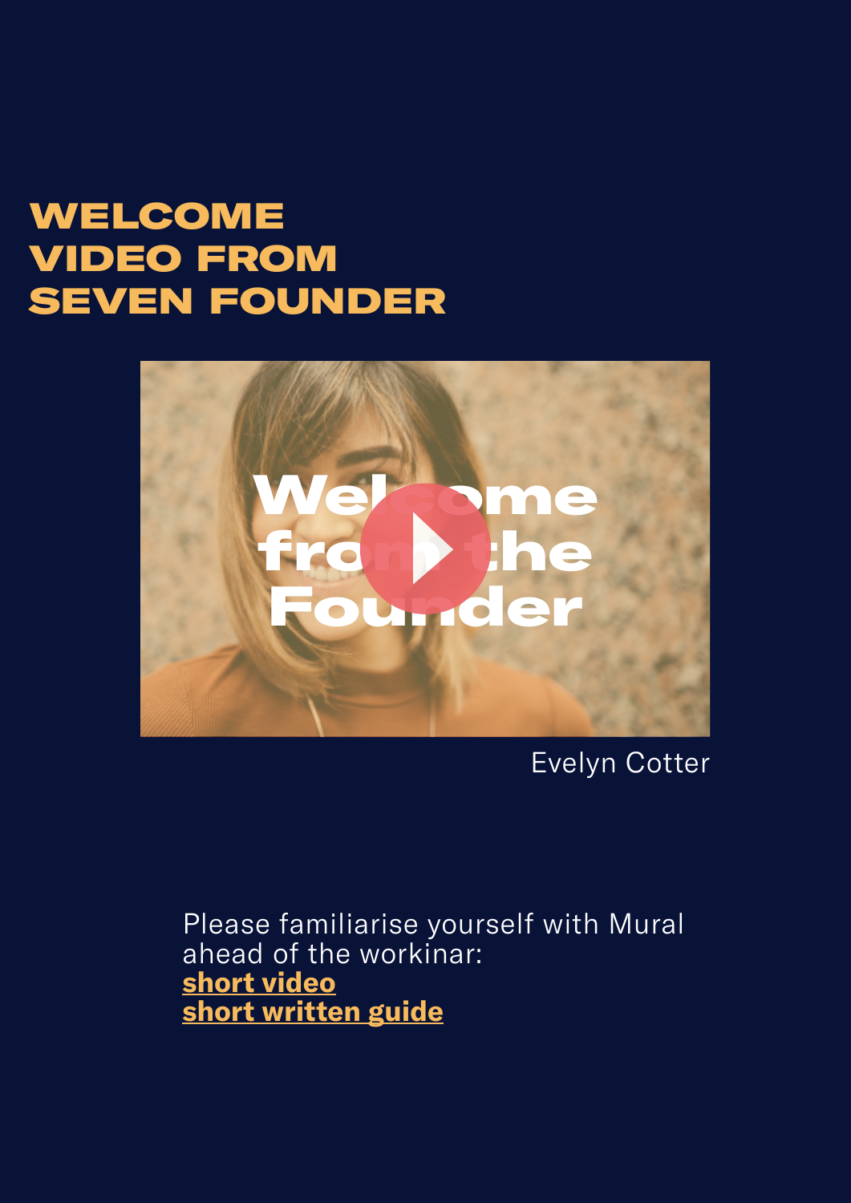# WELCOME VIDEO FROM SEVEN FOUNDER

Evelyn Cotter

Please familiarise yourself with Mural ahead of the workinar:

**short video**

**short written guide**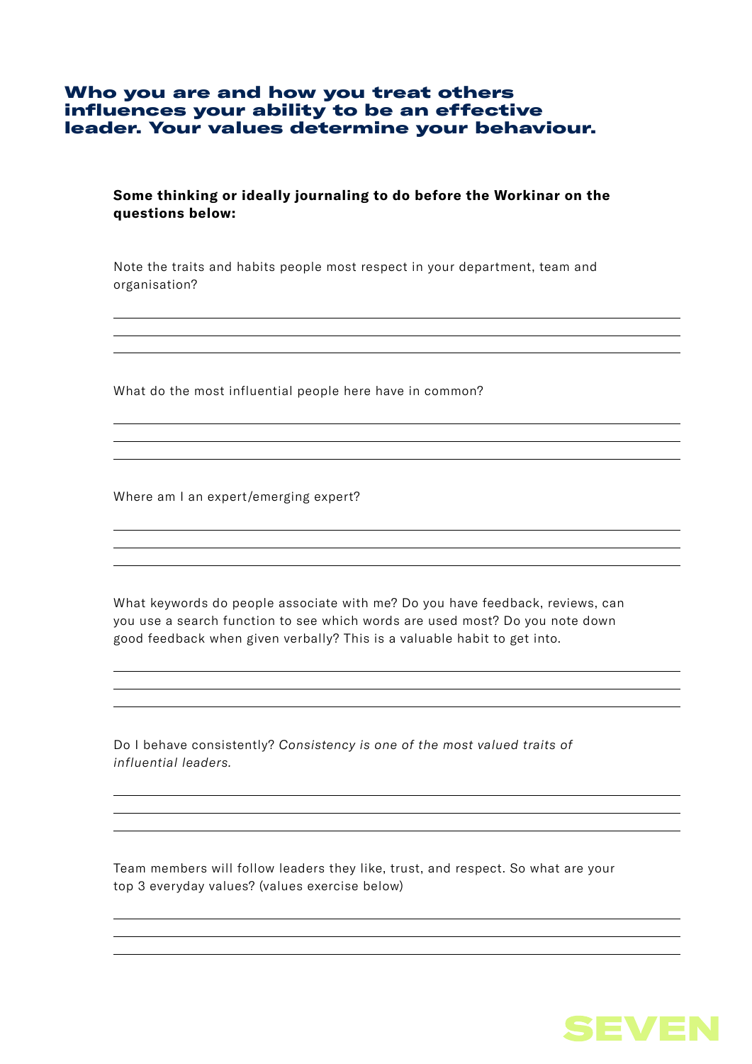## Who you are and how you treat others influences your ability to be an effective leader. Your values determine your behaviour.

**Some thinking or ideally journaling to do before the Workinar on the questions below:**

Note the traits and habits people most respect in your department, team and organisation?

What do the most influential people here have in common?

Where am I an expert/emerging expert?

What keywords do people associate with me? Do you have feedback, reviews, can you use a search function to see which words are used most? Do you note down good feedback when given verbally? This is a valuable habit to get into.

Do I behave consistently? *Consistency is one of the most valued traits of influential leaders.*

Team members will follow leaders they like, trust, and respect. So what are your top 3 everyday values? (values exercise below)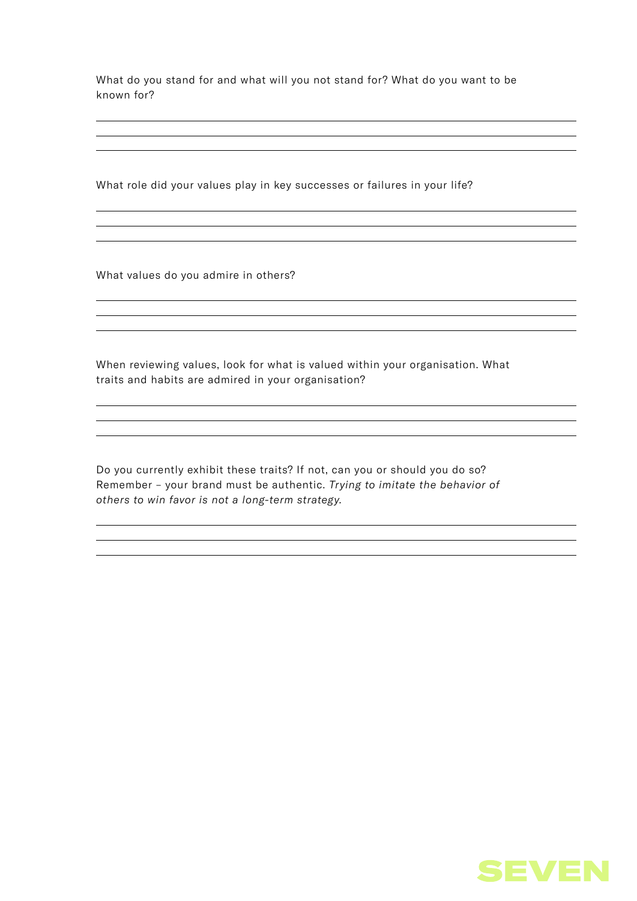What do you stand for and what will you not stand for? What do you want to be known for?

What role did your values play in key successes or failures in your life?

What values do you admire in others?

When reviewing values, look for what is valued within your organisation. What traits and habits are admired in your organisation?

Do you currently exhibit these traits? If not, can you or should you do so? Remember – your brand must be authentic. *Trying to imitate the behavior of others to win favor is not a long-term strategy.*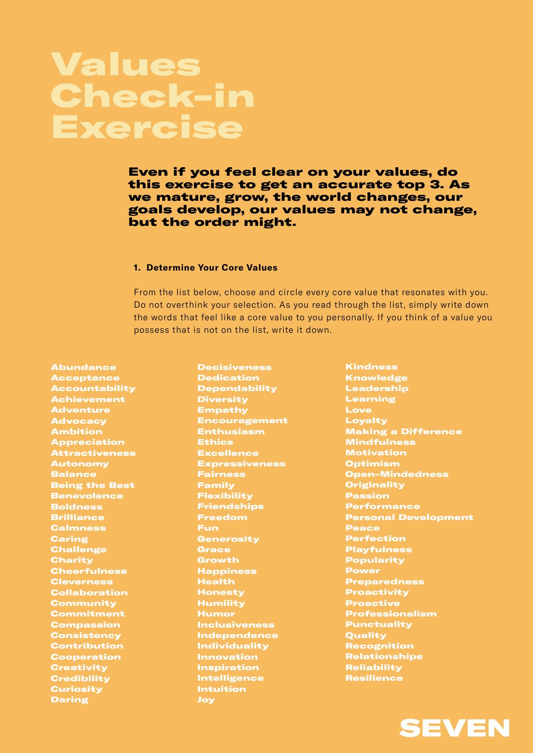# Values Check-in Exercise

**Even if you feel clear on your values, do this exercise to get an accurate top 3. As we mature, grow, the world changes, our goals develop, our values may not change, but the order might.**

**1. Determine Your Core Values**

From the list below, choose and circle every core value that resonates with you. Do not overthink your selection. As you read through the list, simply write down the words that feel like a core value to you personally. If you think of a value you possess that is not on the list, write it down.

Abundance
Acceptance
Accountability
Achievement
Adventure
Advocacy
Ambition
Appreciation
Attractiveness
Autonomy
Balance
Being the Best
Benevolence
Boldness
Brilliance
Calmness
Caring
Challenge
Charity
Cheerfulness
Cleverness
Collaboration
Community
Commitment
Compassion
Consistency
Contribution
Cooperation
Creativity
Credibility
Curiosity
Daring
Decisiveness
Dedication
Dependability
Diversity
Empathy
Encouragement
Enthusiasm
Ethics
Excellence
Expressiveness
Fairness
Family
Flexibility
Friendships
Freedom
Fun
Generosity
Grace
Growth
Happiness
Health
Honesty
Humility
Humor
Inclusiveness
Independence
Individuality
Innovation
Inspiration
Intelligence
Intuition
Joy
Kindness
Knowledge
Leadership
Learning
Love
Loyalty
Making a Difference
Mindfulness
Motivation
Optimism
Open-Mindedness
Originality
Passion
Performance
Personal Development
Peace
Perfection
Playfulness
Popularity
Power
Preparedness
Proactivity
Proactive
Professionalism
Punctuality
Quality
Recognition
Relationships
Reliability
Resilience

SEVEN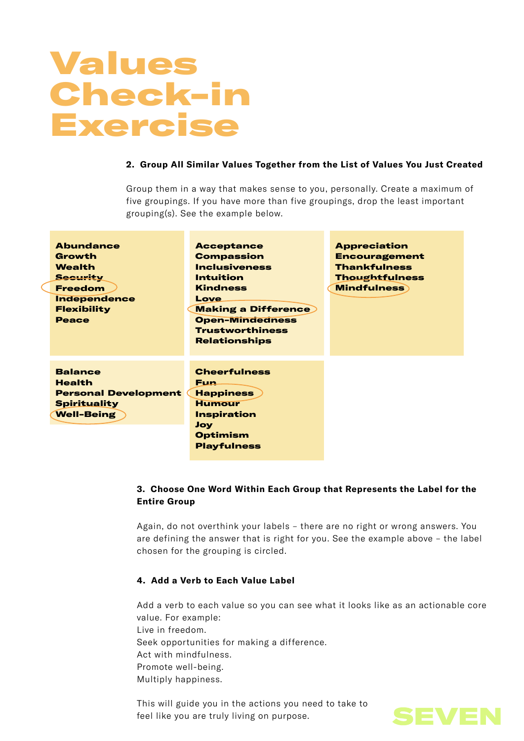# Values Check-in Exercise

**2. Group All Similar Values Together from the List of Values You Just Created**

Group them in a way that makes sense to you, personally. Create a maximum of five groupings. If you have more than five groupings, drop the least important grouping(s). See the example below.

**Abundance**
**Growth**
**Wealth**
**~~Security~~**
**Freedom**
**Independence**
**Flexibility**
**Peace**

**Acceptance**
**Compassion**
**Inclusiveness**
**Intuition**
**Kindness**
**Love**
**Making a Difference**
**Open-Mindedness**
**Trustworthiness**
**Relationships**

**Appreciation**
**Encouragement**
**Thankfulness**
**Thoughtfulness**
**Mindfulness**

**Balance**
**Health**
**Personal Development**
**Spirituality**
**Well-Being**

**Cheerfulness**
**Fun**
**Happiness**
**Humour**
**Inspiration**
**Joy**
**Optimism**
**Playfulness**

**3. Choose One Word Within Each Group that Represents the Label for the Entire Group**

Again, do not overthink your labels – there are no right or wrong answers. You are defining the answer that is right for you. See the example above – the label chosen for the grouping is circled.

**4. Add a Verb to Each Value Label**

Add a verb to each value so you can see what it looks like as an actionable core value. For example:
Live in freedom.
Seek opportunities for making a difference.
Act with mindfulness.
Promote well-being.
Multiply happiness.

This will guide you in the actions you need to take to feel like you are truly living on purpose.

SEVEN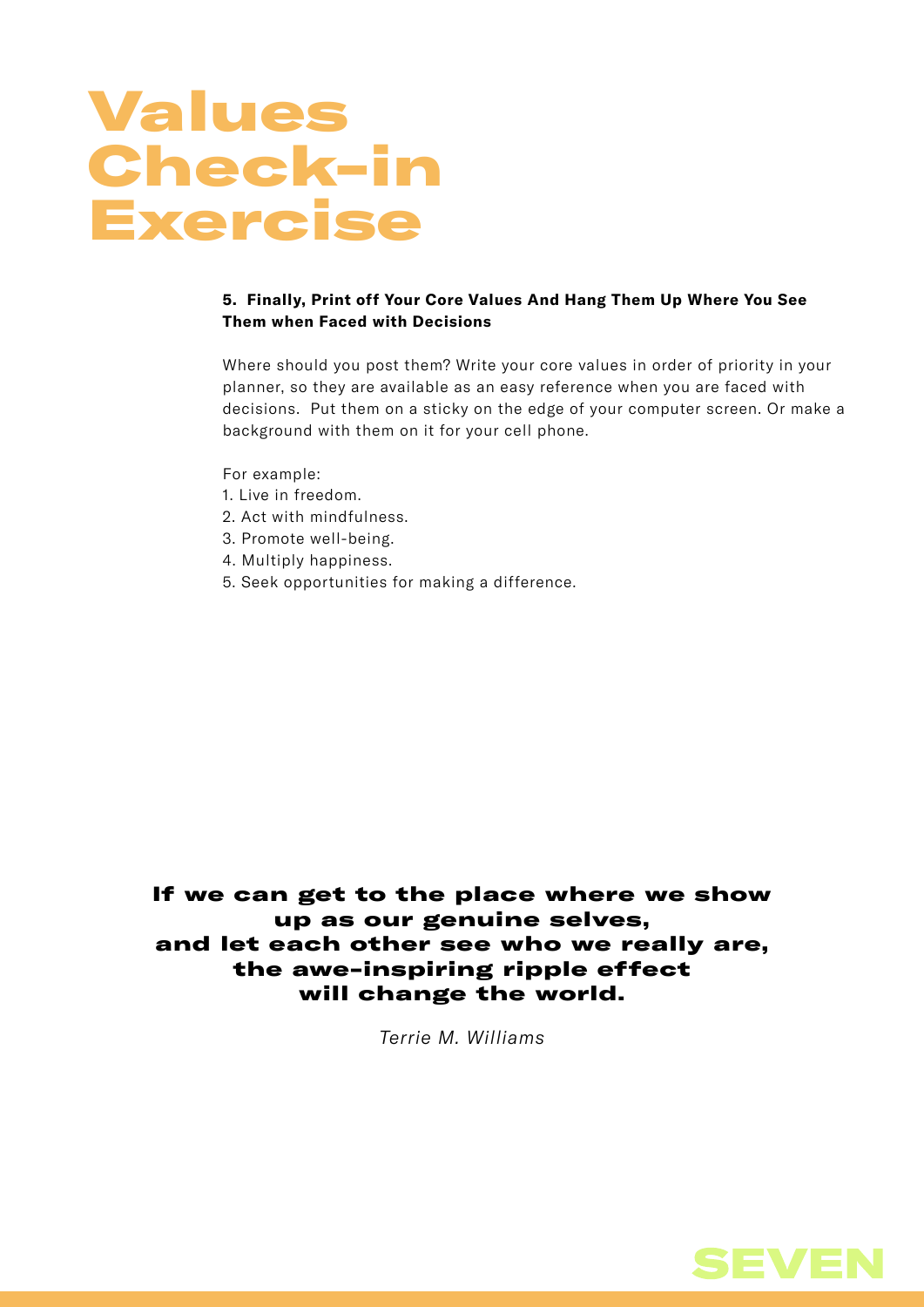# Values Check-in Exercise

**5. Finally, Print off Your Core Values And Hang Them Up Where You See Them when Faced with Decisions**

Where should you post them? Write your core values in order of priority in your planner, so they are available as an easy reference when you are faced with decisions. Put them on a sticky on the edge of your computer screen. Or make a background with them on it for your cell phone.

For example:
1. Live in freedom.
2. Act with mindfulness.
3. Promote well-being.
4. Multiply happiness.
5. Seek opportunities for making a difference.

**If we can get to the place where we show up as our genuine selves, and let each other see who we really are, the awe-inspiring ripple effect will change the world.**

*Terrie M. Williams*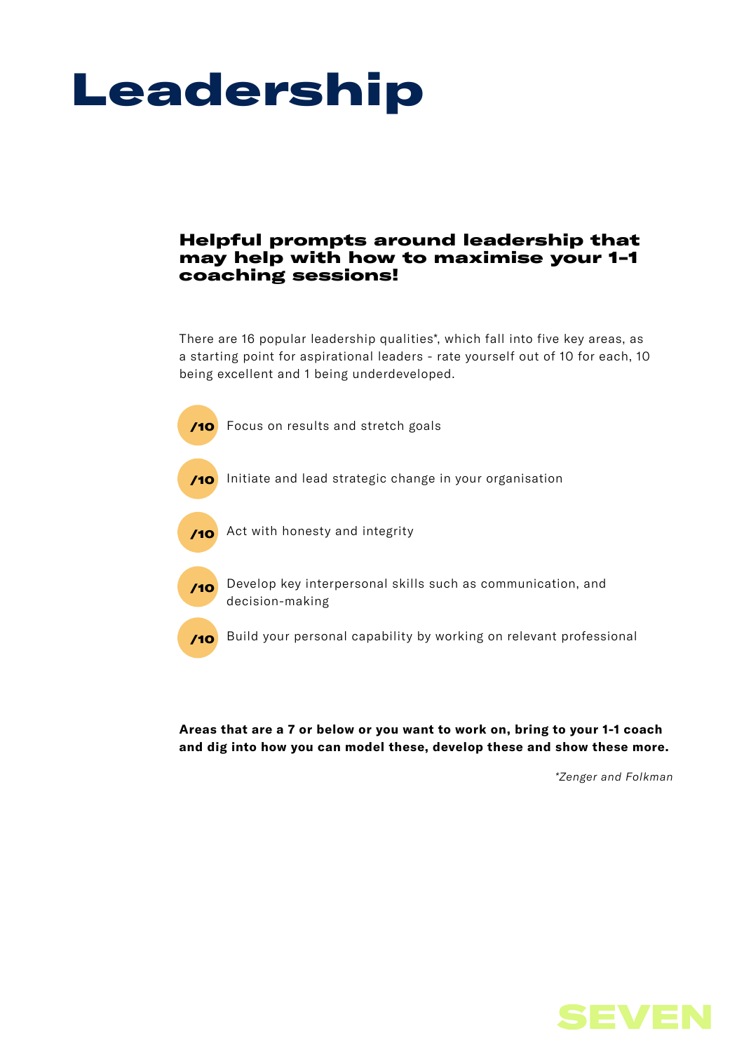# Leadership

### Helpful prompts around leadership that may help with how to maximise your 1-1 coaching sessions!

There are 16 popular leadership qualities*, which fall into five key areas, as a starting point for aspirational leaders - rate yourself out of 10 for each, 10 being excellent and 1 being underdeveloped.

- **/10** Focus on results and stretch goals
- **/10** Initiate and lead strategic change in your organisation
- **/10** Act with honesty and integrity
- **/10** Develop key interpersonal skills such as communication, and decision-making
- **/10** Build your personal capability by working on relevant professional

**Areas that are a 7 or below or you want to work on, bring to your 1-1 coach and dig into how you can model these, develop these and show these more.**

*\*Zenger and Folkman*

SEVEN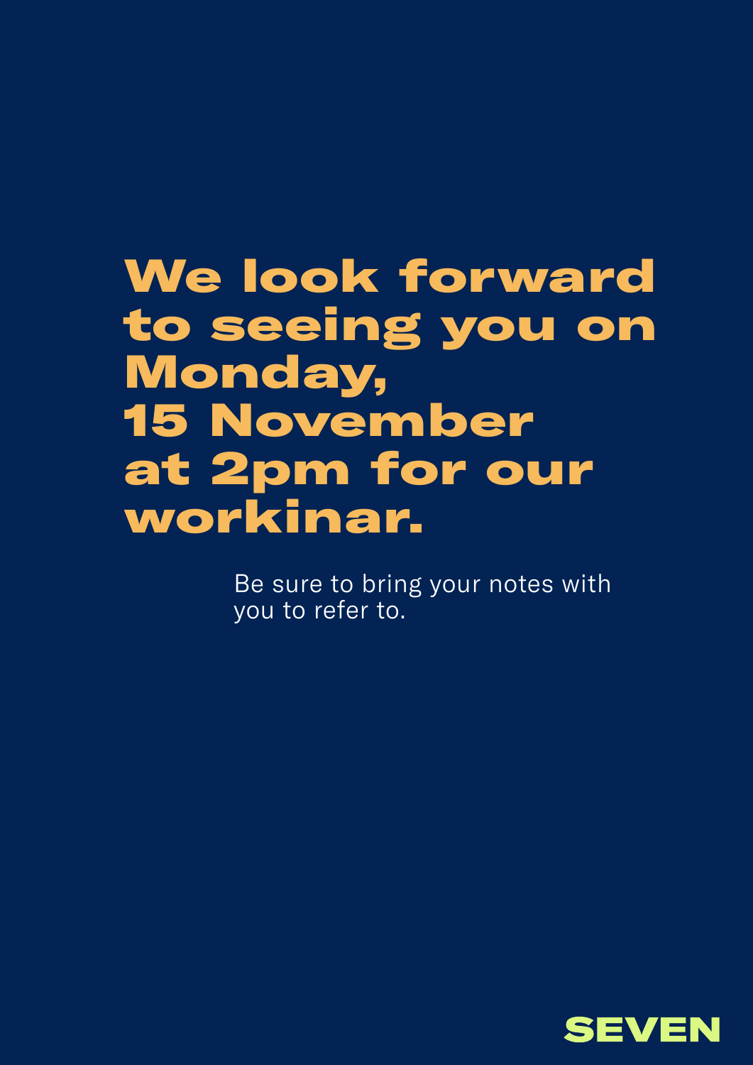# We look forward to seeing you on Monday, 15 November at 2pm for our workinar.

Be sure to bring your notes with you to refer to.

SEVEN